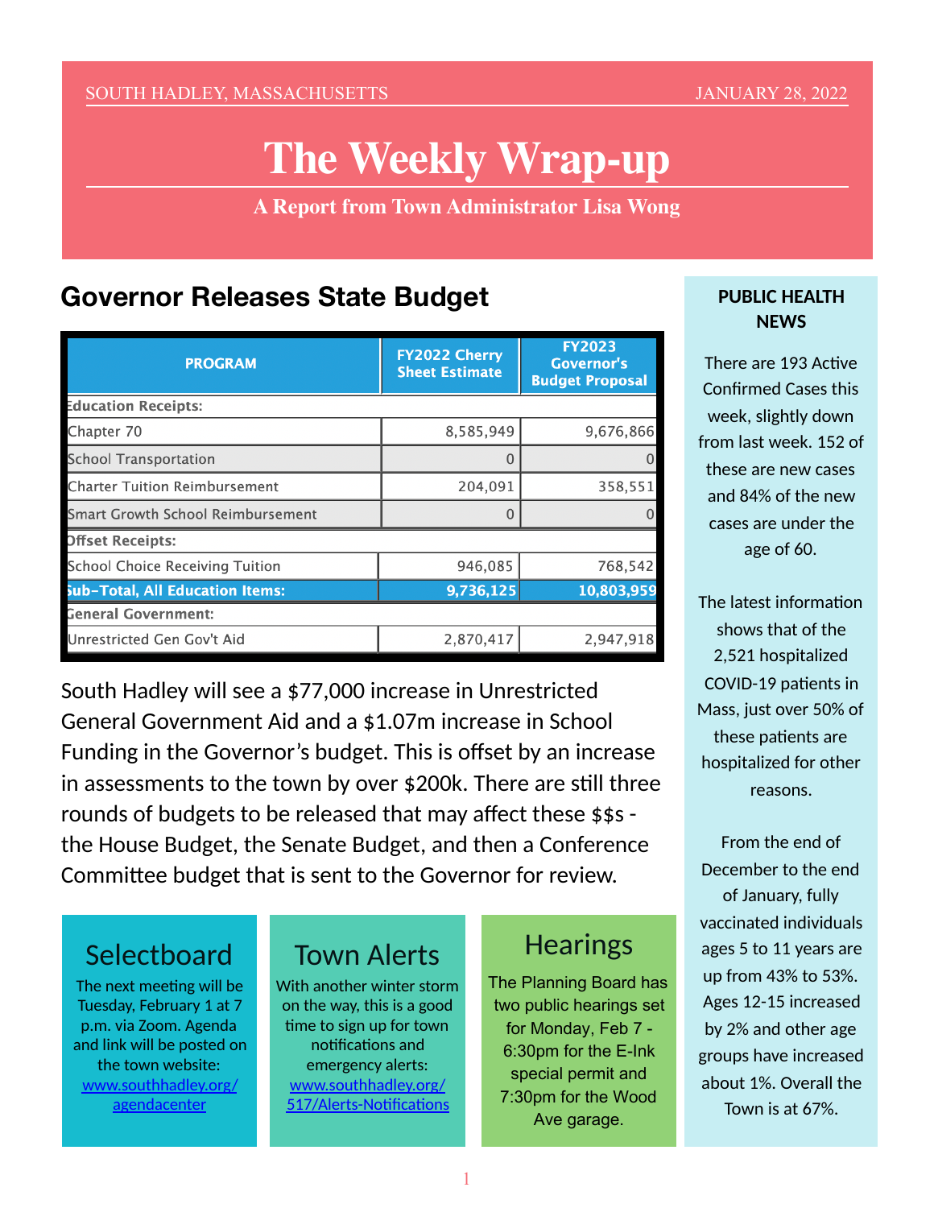SOUTH HADLEY, MASSACHUSETTS — JANUARY 28, 2022

# The Weekly Wrap-up

**A Report from Town Administrator Lisa Wong**

## Governor Releases State Budget

| PROGRAM | FY2022 Cherry Sheet Estimate | FY2023 Governor's Budget Proposal |
|---|---|---|
| **Education Receipts:** | | |
| Chapter 70 | 8,585,949 | 9,676,866 |
| School Transportation | 0 | 0 |
| Charter Tuition Reimbursement | 204,091 | 358,551 |
| Smart Growth School Reimbursement | 0 | 0 |
| **Offset Receipts:** | | |
| School Choice Receiving Tuition | 946,085 | 768,542 |
| **Sub-Total, All Education Items:** | **9,736,125** | **10,803,959** |
| **General Government:** | | |
| Unrestricted Gen Gov't Aid | 2,870,417 | 2,947,918 |

South Hadley will see a $77,000 increase in Unrestricted General Government Aid and a $1.07m increase in School Funding in the Governor's budget. This is offset by an increase in assessments to the town by over $200k. There are still three rounds of budgets to be released that may affect these $$s - the House Budget, the Senate Budget, and then a Conference Committee budget that is sent to the Governor for review.

## Selectboard

The next meeting will be Tuesday, February 1 at 7 p.m. via Zoom. Agenda and link will be posted on the town website: [www.southhadley.org/agendacenter](www.southhadley.org/agendacenter)

## Town Alerts

With another winter storm on the way, this is a good time to sign up for town notifications and emergency alerts: [www.southhadley.org/517/Alerts-Notifications](www.southhadley.org/517/Alerts-Notifications)

## Hearings

The Planning Board has two public hearings set for Monday, Feb 7 - 6:30pm for the E-Ink special permit and 7:30pm for the Wood Ave garage.

## PUBLIC HEALTH NEWS

There are 193 Active Confirmed Cases this week, slightly down from last week. 152 of these are new cases and 84% of the new cases are under the age of 60.

The latest information shows that of the 2,521 hospitalized COVID-19 patients in Mass, just over 50% of these patients are hospitalized for other reasons.

From the end of December to the end of January, fully vaccinated individuals ages 5 to 11 years are up from 43% to 53%. Ages 12-15 increased by 2% and other age groups have increased about 1%. Overall the Town is at 67%.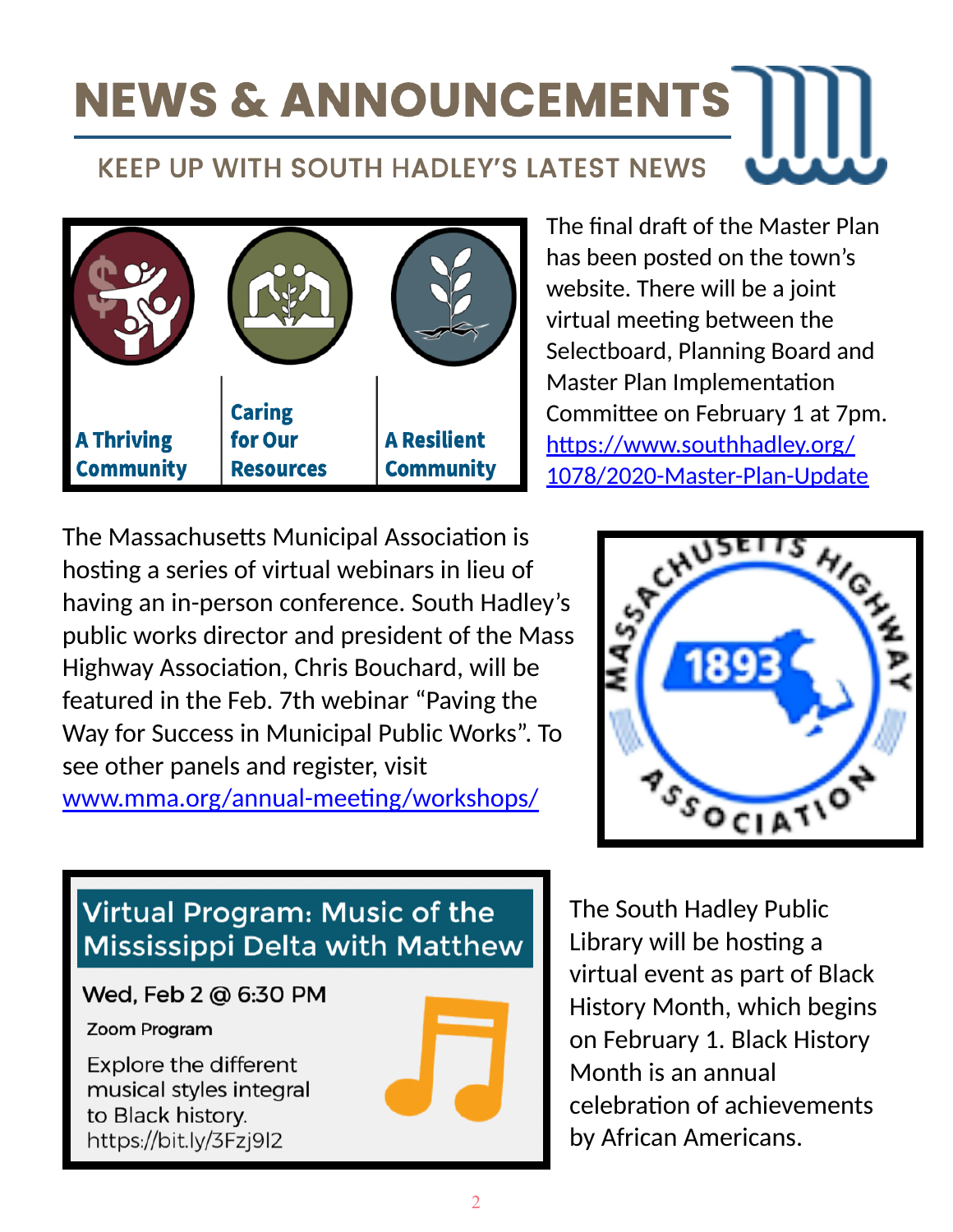# NEWS & ANNOUNCEMENTS

## KEEP UP WITH SOUTH HADLEY'S LATEST NEWS

**A Thriving Community** | **Caring for Our Resources** | **A Resilient Community**

The final draft of the Master Plan has been posted on the town's website. There will be a joint virtual meeting between the Selectboard, Planning Board and Master Plan Implementation Committee on February 1 at 7pm. https://www.southhadley.org/1078/2020-Master-Plan-Update

The Massachusetts Municipal Association is hosting a series of virtual webinars in lieu of having an in-person conference. South Hadley's public works director and president of the Mass Highway Association, Chris Bouchard, will be featured in the Feb. 7th webinar "Paving the Way for Success in Municipal Public Works". To see other panels and register, visit www.mma.org/annual-meeting/workshops/

MASSACHUSETTS HIGHWAY ASSOCIATION 1893

### Virtual Program: Music of the Mississippi Delta with Matthew

**Wed, Feb 2 @ 6:30 PM**

Zoom Program

Explore the different musical styles integral to Black history.
https://bit.ly/3Fzj9I2

The South Hadley Public Library will be hosting a virtual event as part of Black History Month, which begins on February 1. Black History Month is an annual celebration of achievements by African Americans.